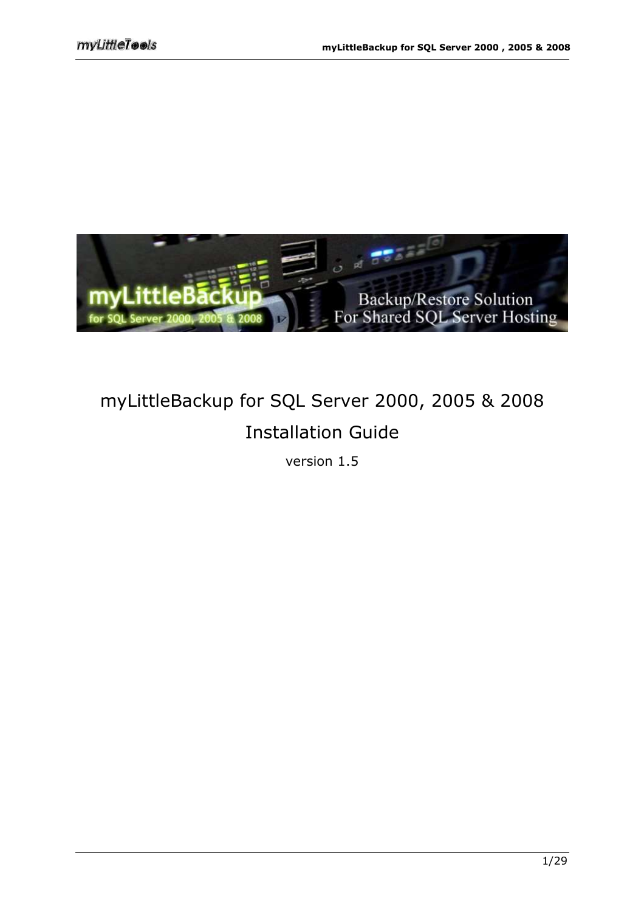# myLittleBackup for SQL Server 2000, 2005 & 2008

## Installation Guide

version 1.5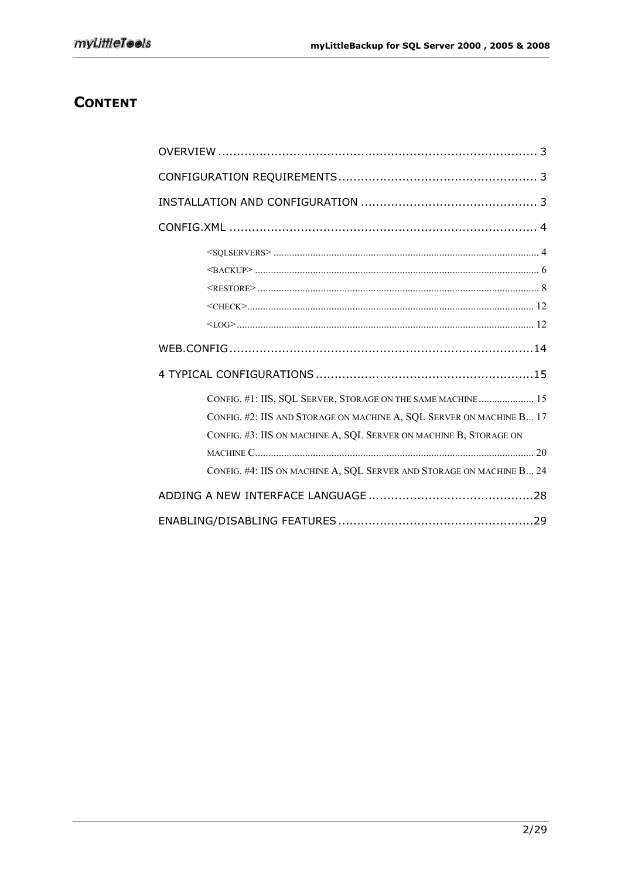# CONTENT

OVERVIEW ........................................................................................ 3

CONFIGURATION REQUIREMENTS........................................................ 3

INSTALLATION AND CONFIGURATION ................................................. 3

CONFIG.XML ..................................................................................... 4

- <SQLSERVERS> ......................................................................................... 4
- <BACKUP> ............................................................................................... 6
- <RESTORE> .............................................................................................. 8
- <CHECK>................................................................................................. 12
- <LOG> ..................................................................................................... 12

WEB.CONFIG.....................................................................................14

4 TYPICAL CONFIGURATIONS ............................................................15

- CONFIG. #1: IIS, SQL SERVER, STORAGE ON THE SAME MACHINE ...................... 15
- CONFIG. #2: IIS AND STORAGE ON MACHINE A, SQL SERVER ON MACHINE B... 17
- CONFIG. #3: IIS ON MACHINE A, SQL SERVER ON MACHINE B, STORAGE ON MACHINE C.......................................................................................................... 20
- CONFIG. #4: IIS ON MACHINE A, SQL SERVER AND STORAGE ON MACHINE B... 24

ADDING A NEW INTERFACE LANGUAGE ..............................................28

ENABLING/DISABLING FEATURES .......................................................29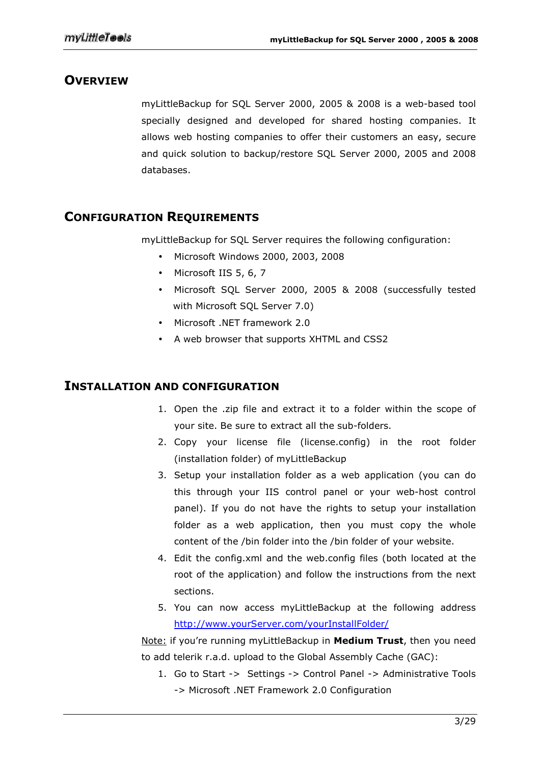## Overview

myLittleBackup for SQL Server 2000, 2005 & 2008 is a web-based tool specially designed and developed for shared hosting companies. It allows web hosting companies to offer their customers an easy, secure and quick solution to backup/restore SQL Server 2000, 2005 and 2008 databases.

## Configuration Requirements

myLittleBackup for SQL Server requires the following configuration:

- Microsoft Windows 2000, 2003, 2008
- Microsoft IIS 5, 6, 7
- Microsoft SQL Server 2000, 2005 & 2008 (successfully tested with Microsoft SQL Server 7.0)
- Microsoft .NET framework 2.0
- A web browser that supports XHTML and CSS2

## Installation and configuration

1. Open the .zip file and extract it to a folder within the scope of your site. Be sure to extract all the sub-folders.
2. Copy your license file (license.config) in the root folder (installation folder) of myLittleBackup
3. Setup your installation folder as a web application (you can do this through your IIS control panel or your web-host control panel). If you do not have the rights to setup your installation folder as a web application, then you must copy the whole content of the /bin folder into the /bin folder of your website.
4. Edit the config.xml and the web.config files (both located at the root of the application) and follow the instructions from the next sections.
5. You can now access myLittleBackup at the following address http://www.yourServer.com/yourInstallFolder/

Note: if you're running myLittleBackup in **Medium Trust**, then you need to add telerik r.a.d. upload to the Global Assembly Cache (GAC):

1. Go to Start -> Settings -> Control Panel -> Administrative Tools -> Microsoft .NET Framework 2.0 Configuration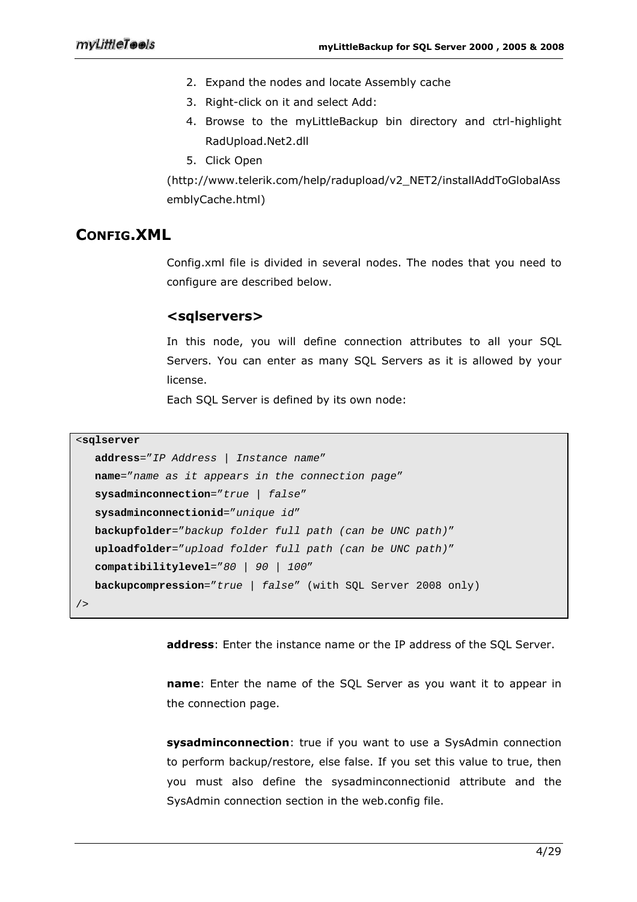2. Expand the nodes and locate Assembly cache
3. Right-click on it and select Add:
4. Browse to the myLittleBackup bin directory and ctrl-highlight RadUpload.Net2.dll
5. Click Open

(http://www.telerik.com/help/radupload/v2_NET2/installAddToGlobalAssemblyCache.html)

# CONFIG.XML

Config.xml file is divided in several nodes. The nodes that you need to configure are described below.

## <sqlservers>

In this node, you will define connection attributes to all your SQL Servers. You can enter as many SQL Servers as it is allowed by your license.

Each SQL Server is defined by its own node:

```
<sqlserver
   address="IP Address | Instance name"
   name="name as it appears in the connection page"
   sysadminconnection="true | false"
   sysadminconnectionid="unique id"
   backupfolder="backup folder full path (can be UNC path)"
   uploadfolder="upload folder full path (can be UNC path)"
   compatibilitylevel="80 | 90 | 100"
   backupcompression="true | false" (with SQL Server 2008 only)
/>
```

**address**: Enter the instance name or the IP address of the SQL Server.

**name**: Enter the name of the SQL Server as you want it to appear in the connection page.

**sysadminconnection**: true if you want to use a SysAdmin connection to perform backup/restore, else false. If you set this value to true, then you must also define the sysadminconnectionid attribute and the SysAdmin connection section in the web.config file.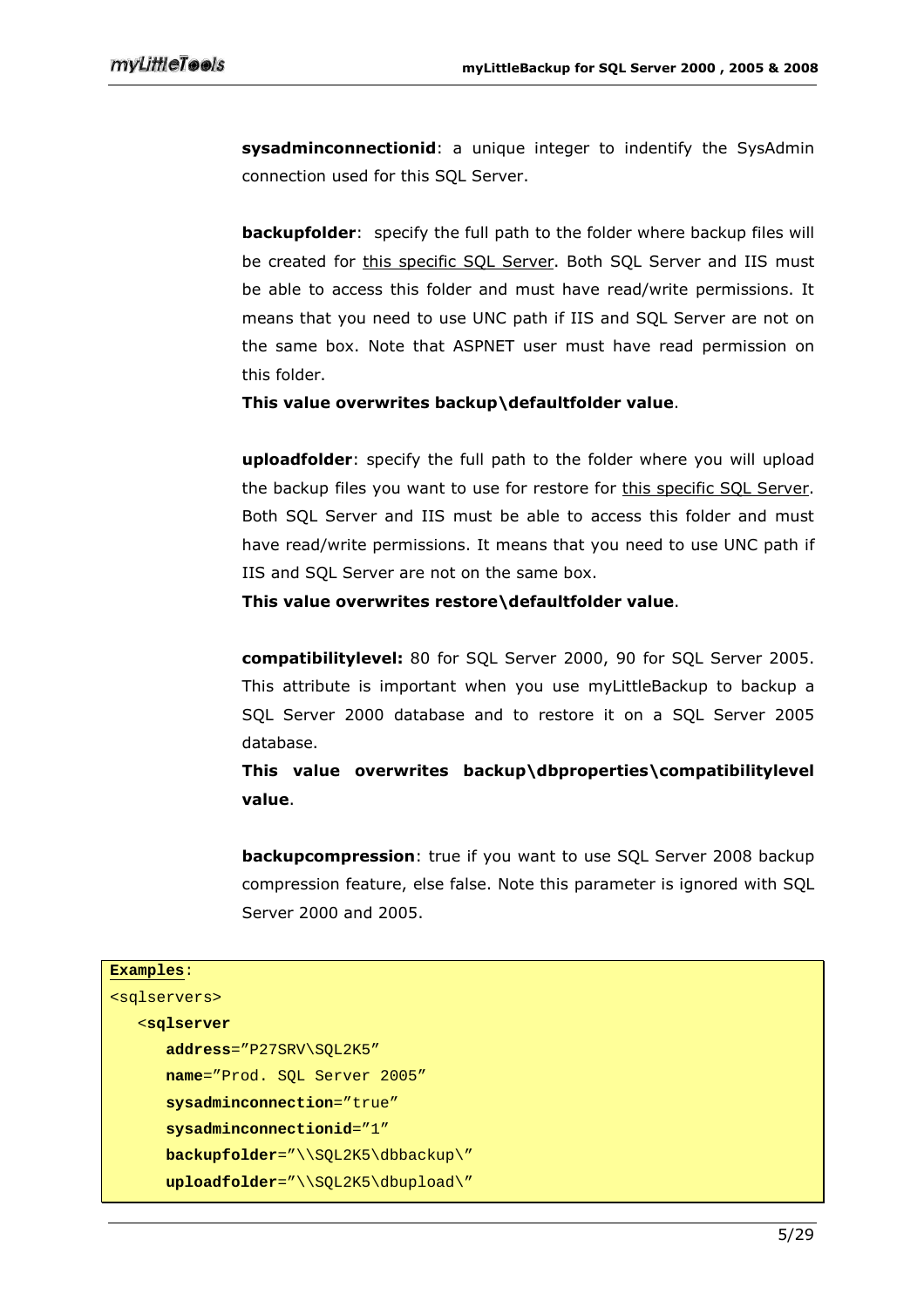**sysadminconnectionid**: a unique integer to indentify the SysAdmin connection used for this SQL Server.

**backupfolder**: specify the full path to the folder where backup files will be created for <u>this specific SQL Server</u>. Both SQL Server and IIS must be able to access this folder and must have read/write permissions. It means that you need to use UNC path if IIS and SQL Server are not on the same box. Note that ASPNET user must have read permission on this folder.

**This value overwrites backup\defaultfolder value**.

**uploadfolder**: specify the full path to the folder where you will upload the backup files you want to use for restore for <u>this specific SQL Server</u>. Both SQL Server and IIS must be able to access this folder and must have read/write permissions. It means that you need to use UNC path if IIS and SQL Server are not on the same box.

**This value overwrites restore\defaultfolder value**.

**compatibilitylevel:** 80 for SQL Server 2000, 90 for SQL Server 2005. This attribute is important when you use myLittleBackup to backup a SQL Server 2000 database and to restore it on a SQL Server 2005 database.

**This value overwrites backup\dbproperties\compatibilitylevel value**.

**backupcompression**: true if you want to use SQL Server 2008 backup compression feature, else false. Note this parameter is ignored with SQL Server 2000 and 2005.

**Examples**:

```
<sqlservers>
   <sqlserver
      address="P27SRV\SQL2K5"
      name="Prod. SQL Server 2005"
      sysadminconnection="true"
      sysadminconnectionid="1"
      backupfolder="\\SQL2K5\dbbackup\"
      uploadfolder="\\SQL2K5\dbupload\"
```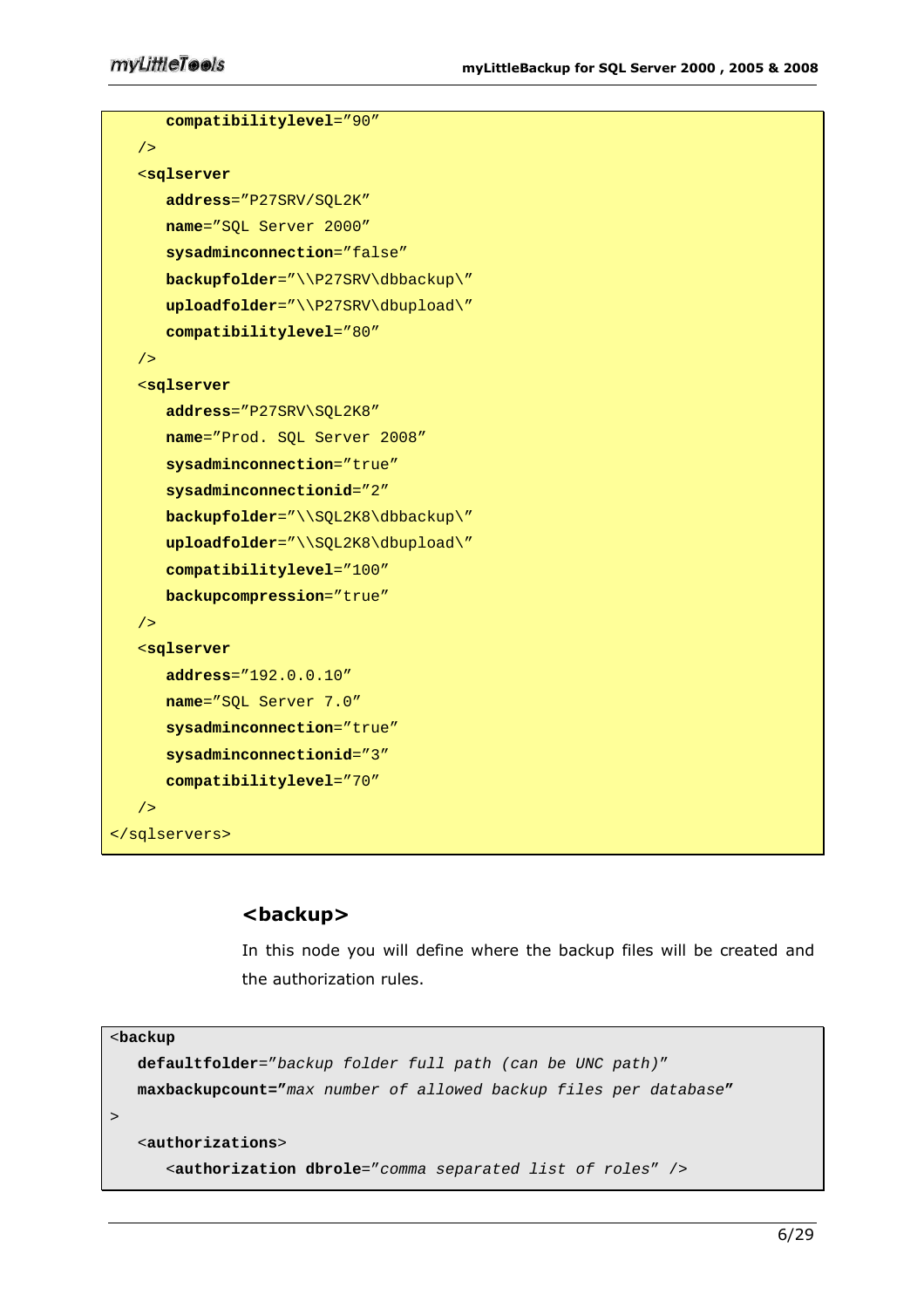```
      compatibilitylevel="90"
   />
   <sqlserver
      address="P27SRV/SQL2K"
      name="SQL Server 2000"
      sysadminconnection="false"
      backupfolder="\\P27SRV\dbbackup\"
      uploadfolder="\\P27SRV\dbupload\"
      compatibilitylevel="80"
   />
   <sqlserver
      address="P27SRV\SQL2K8"
      name="Prod. SQL Server 2008"
      sysadminconnection="true"
      sysadminconnectionid="2"
      backupfolder="\\SQL2K8\dbbackup\"
      uploadfolder="\\SQL2K8\dbupload\"
      compatibilitylevel="100"
      backupcompression="true"
   />
   <sqlserver
      address="192.0.0.10"
      name="SQL Server 7.0"
      sysadminconnection="true"
      sysadminconnectionid="3"
      compatibilitylevel="70"
   />
</sqlservers>
```

### <backup>

In this node you will define where the backup files will be created and the authorization rules.

```
<backup
   defaultfolder="backup folder full path (can be UNC path)"
   maxbackupcount="max number of allowed backup files per database"
>
   <authorizations>
      <authorization dbrole="comma separated list of roles" />
```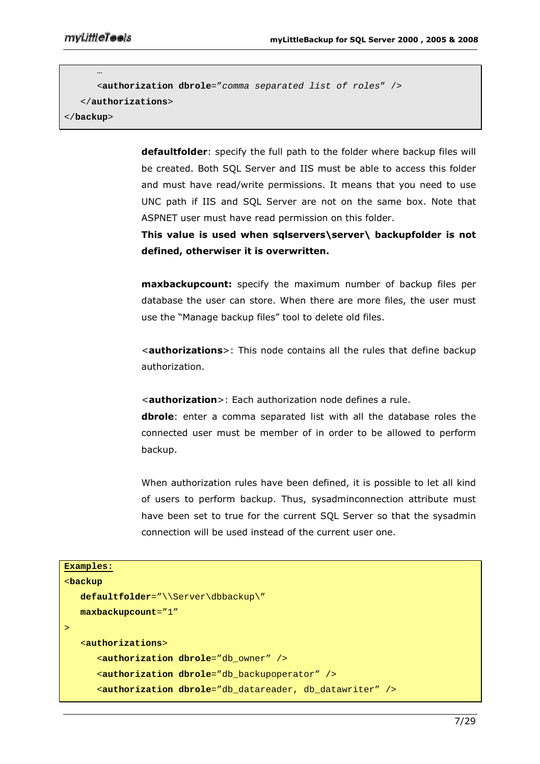```
      …
      <authorization dbrole="comma separated list of roles" />
   </authorizations>
</backup>
```

**defaultfolder**: specify the full path to the folder where backup files will be created. Both SQL Server and IIS must be able to access this folder and must have read/write permissions. It means that you need to use UNC path if IIS and SQL Server are not on the same box. Note that ASPNET user must have read permission on this folder.
**This value is used when sqlservers\server\ backupfolder is not defined, otherwiser it is overwritten.**

**maxbackupcount:** specify the maximum number of backup files per database the user can store. When there are more files, the user must use the "Manage backup files" tool to delete old files.

<**authorizations**>: This node contains all the rules that define backup authorization.

<**authorization**>: Each authorization node defines a rule.
**dbrole**: enter a comma separated list with all the database roles the connected user must be member of in order to be allowed to perform backup.

When authorization rules have been defined, it is possible to let all kind of users to perform backup. Thus, sysadminconnection attribute must have been set to true for the current SQL Server so that the sysadmin connection will be used instead of the current user one.

**Examples:**

```
<backup
   defaultfolder="\\Server\dbbackup\"
   maxbackupcount="1"
>
   <authorizations>
      <authorization dbrole="db_owner" />
      <authorization dbrole="db_backupoperator" />
      <authorization dbrole="db_datareader, db_datawriter" />
```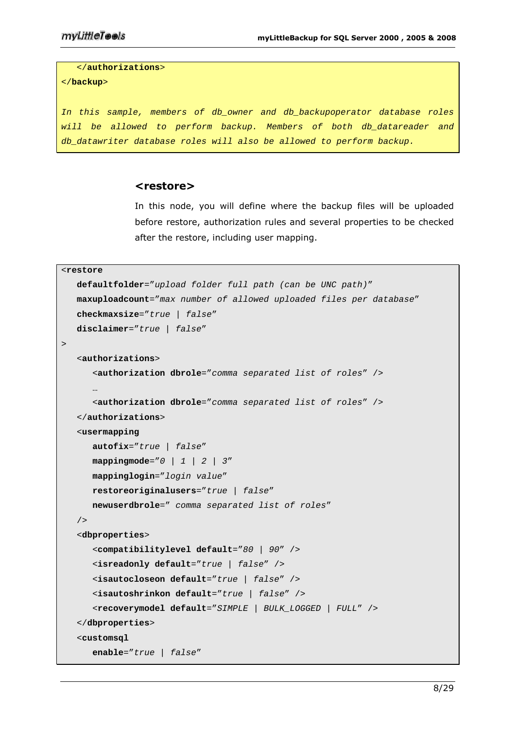```
   </authorizations>
</backup>

In this sample, members of db_owner and db_backupoperator database roles will be allowed to perform backup. Members of both db_datareader and db_datawriter database roles will also be allowed to perform backup.
```

### <restore>

In this node, you will define where the backup files will be uploaded before restore, authorization rules and several properties to be checked after the restore, including user mapping.

```
<restore
   defaultfolder="upload folder full path (can be UNC path)"
   maxuploadcount="max number of allowed uploaded files per database"
   checkmaxsize="true | false"
   disclaimer="true | false"
>
   <authorizations>
      <authorization dbrole="comma separated list of roles" />
      …
      <authorization dbrole="comma separated list of roles" />
   </authorizations>
   <usermapping
      autofix="true | false"
      mappingmode="0 | 1 | 2 | 3"
      mappinglogin="login value"
      restoreoriginalusers="true | false"
      newuserdbrole=" comma separated list of roles"
   />
   <dbproperties>
      <compatibilitylevel default="80 | 90" />
      <isreadonly default="true | false" />
      <isautocloseon default="true | false" />
      <isautoshrinkon default="true | false" />
      <recoverymodel default="SIMPLE | BULK_LOGGED | FULL" />
   </dbproperties>
   <customsql
      enable="true | false"
```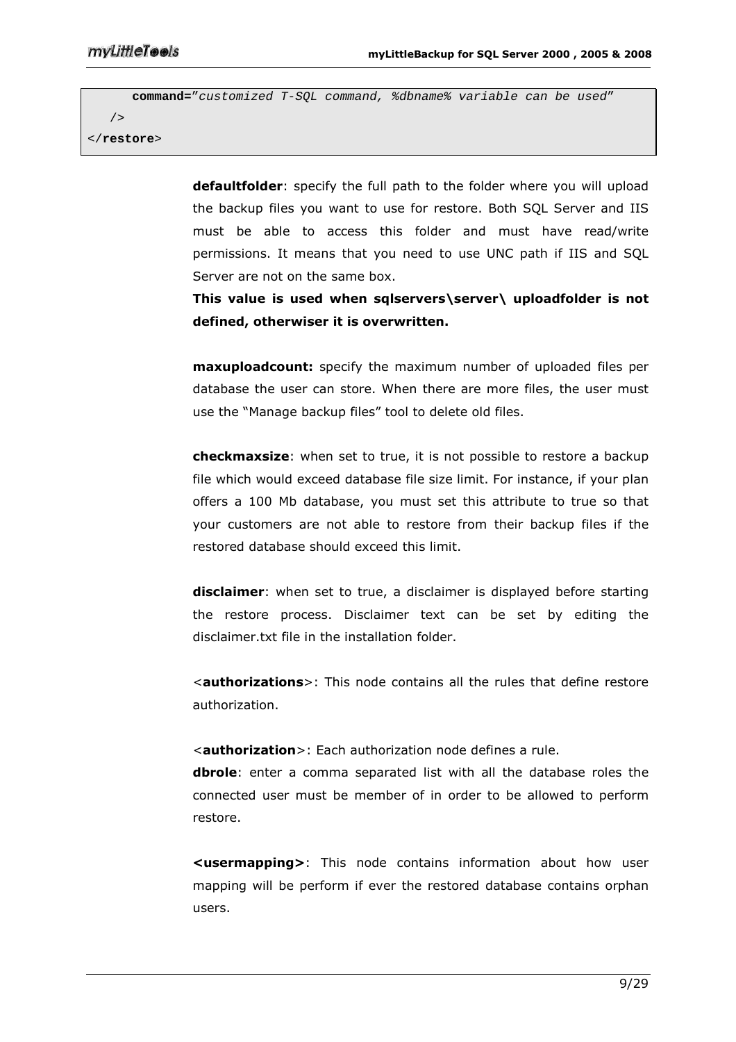```
      command="customized T-SQL command, %dbname% variable can be used"
   />
</restore>
```

**defaultfolder**: specify the full path to the folder where you will upload the backup files you want to use for restore. Both SQL Server and IIS must be able to access this folder and must have read/write permissions. It means that you need to use UNC path if IIS and SQL Server are not on the same box.
**This value is used when sqlservers\server\ uploadfolder is not defined, otherwiser it is overwritten.**

**maxuploadcount:** specify the maximum number of uploaded files per database the user can store. When there are more files, the user must use the "Manage backup files" tool to delete old files.

**checkmaxsize**: when set to true, it is not possible to restore a backup file which would exceed database file size limit. For instance, if your plan offers a 100 Mb database, you must set this attribute to true so that your customers are not able to restore from their backup files if the restored database should exceed this limit.

**disclaimer**: when set to true, a disclaimer is displayed before starting the restore process. Disclaimer text can be set by editing the disclaimer.txt file in the installation folder.

<**authorizations**>: This node contains all the rules that define restore authorization.

<**authorization**>: Each authorization node defines a rule.
**dbrole**: enter a comma separated list with all the database roles the connected user must be member of in order to be allowed to perform restore.

**<usermapping>**: This node contains information about how user mapping will be perform if ever the restored database contains orphan users.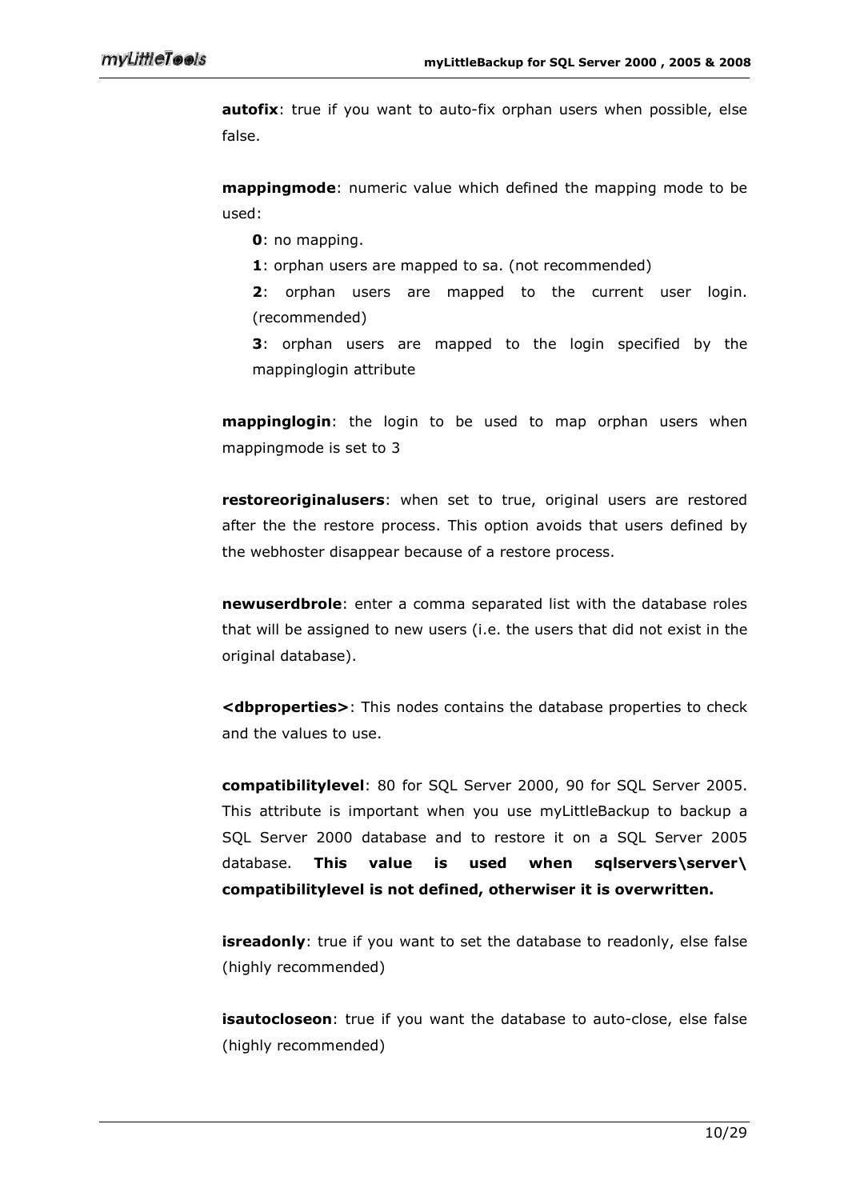**autofix**: true if you want to auto-fix orphan users when possible, else false.

**mappingmode**: numeric value which defined the mapping mode to be used:

**0**: no mapping.

**1**: orphan users are mapped to sa. (not recommended)

**2**: orphan users are mapped to the current user login. (recommended)

**3**: orphan users are mapped to the login specified by the mappinglogin attribute

**mappinglogin**: the login to be used to map orphan users when mappingmode is set to 3

**restoreoriginalusers**: when set to true, original users are restored after the the restore process. This option avoids that users defined by the webhoster disappear because of a restore process.

**newuserdbrole**: enter a comma separated list with the database roles that will be assigned to new users (i.e. the users that did not exist in the original database).

**<dbproperties>**: This nodes contains the database properties to check and the values to use.

**compatibilitylevel**: 80 for SQL Server 2000, 90 for SQL Server 2005. This attribute is important when you use myLittleBackup to backup a SQL Server 2000 database and to restore it on a SQL Server 2005 database. **This value is used when sqlservers\server\ compatibilitylevel is not defined, otherwiser it is overwritten.**

**isreadonly**: true if you want to set the database to readonly, else false (highly recommended)

**isautocloseon**: true if you want the database to auto-close, else false (highly recommended)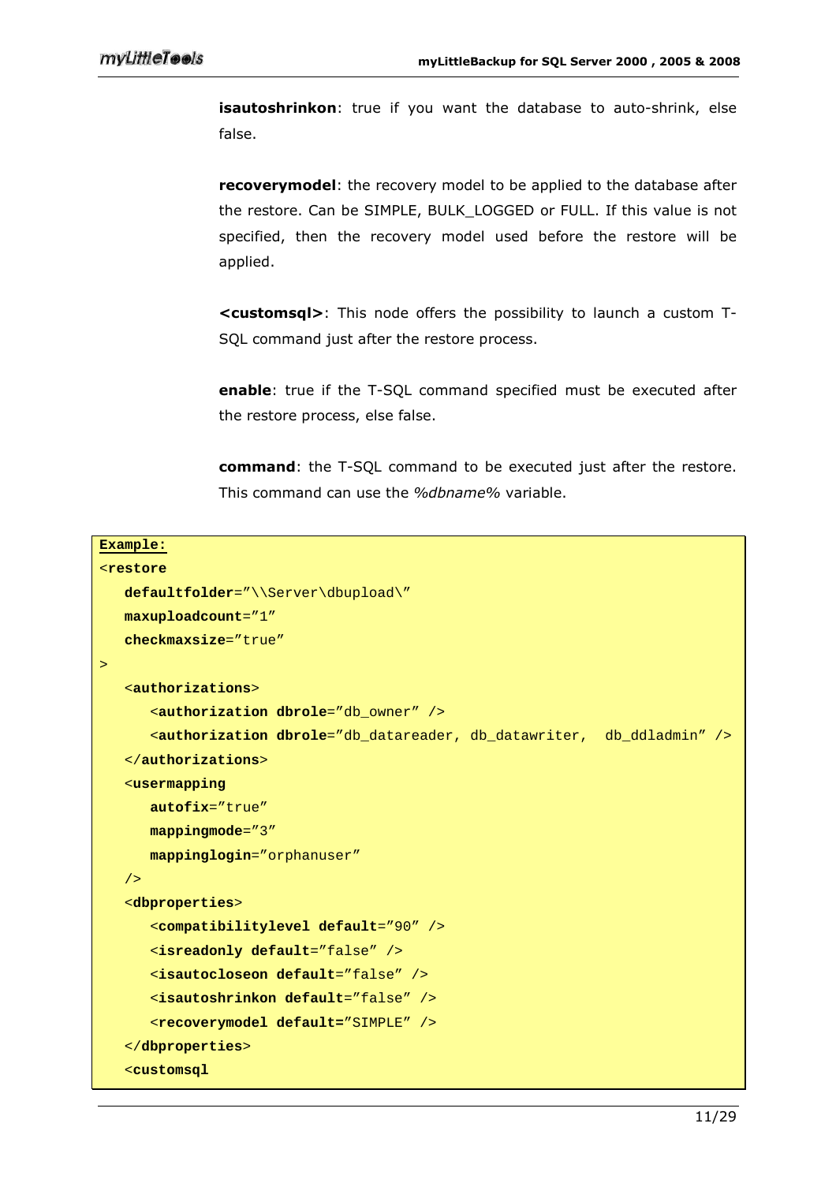**isautoshrinkon**: true if you want the database to auto-shrink, else false.

**recoverymodel**: the recovery model to be applied to the database after the restore. Can be SIMPLE, BULK_LOGGED or FULL. If this value is not specified, then the recovery model used before the restore will be applied.

**<customsql>**: This node offers the possibility to launch a custom T-SQL command just after the restore process.

**enable**: true if the T-SQL command specified must be executed after the restore process, else false.

**command**: the T-SQL command to be executed just after the restore. This command can use the *%dbname%* variable.

**Example:**

```
<restore
   defaultfolder="\\Server\dbupload\"
   maxuploadcount="1"
   checkmaxsize="true"
>
   <authorizations>
      <authorization dbrole="db_owner" />
      <authorization dbrole="db_datareader, db_datawriter,  db_ddladmin" />
   </authorizations>
   <usermapping
      autofix="true"
      mappingmode="3"
      mappinglogin="orphanuser"
   />
   <dbproperties>
      <compatibilitylevel default="90" />
      <isreadonly default="false" />
      <isautocloseon default="false" />
      <isautoshrinkon default="false" />
      <recoverymodel default="SIMPLE" />
   </dbproperties>
   <customsql
```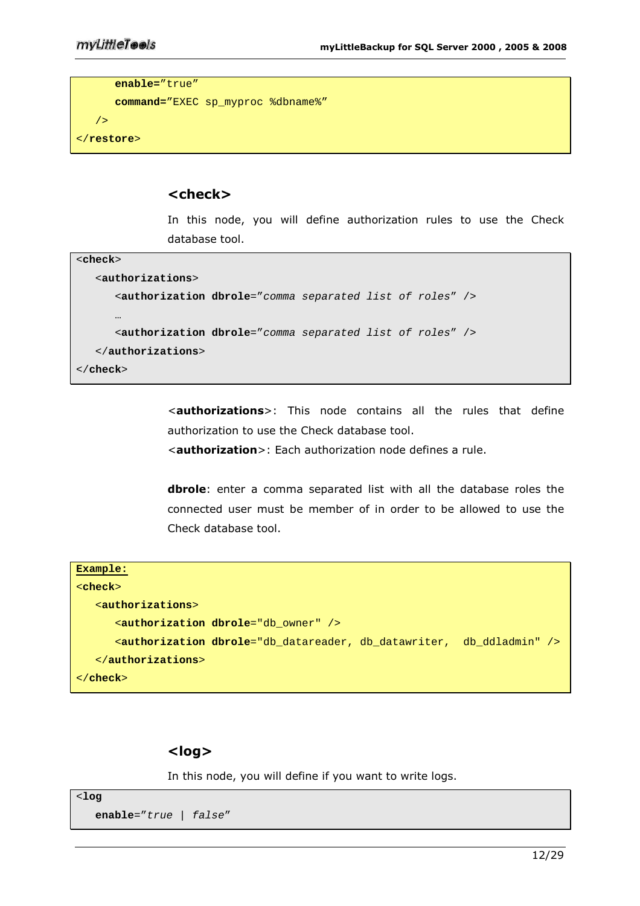```
      enable=”true”
      command=”EXEC sp_myproc %dbname%”
   />
</restore>
```

## <check>

In this node, you will define authorization rules to use the Check database tool.

```
<check>
   <authorizations>
      <authorization dbrole=”comma separated list of roles” />
      …
      <authorization dbrole=”comma separated list of roles” />
   </authorizations>
</check>
```

<**authorizations**>: This node contains all the rules that define authorization to use the Check database tool.
<**authorization**>: Each authorization node defines a rule.

**dbrole**: enter a comma separated list with all the database roles the connected user must be member of in order to be allowed to use the Check database tool.

```
Example:
<check>
   <authorizations>
      <authorization dbrole="db_owner" />
      <authorization dbrole="db_datareader, db_datawriter,  db_ddladmin" />
   </authorizations>
</check>
```

## <log>

In this node, you will define if you want to write logs.

```
<log
   enable=”true | false”
```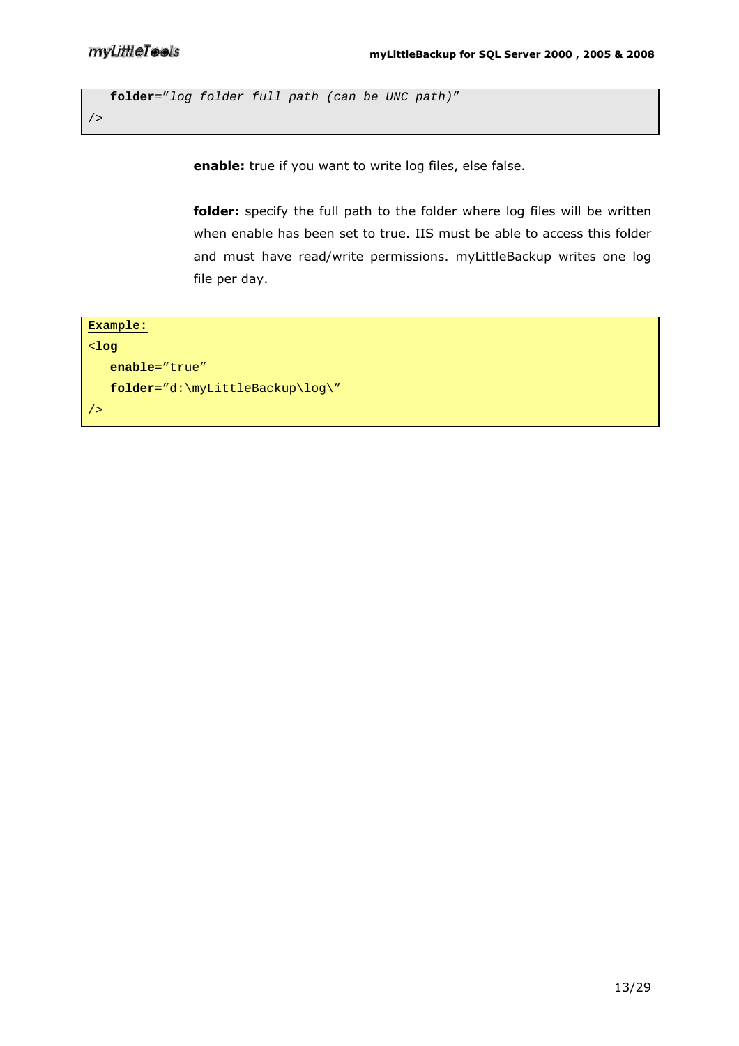```
   folder="log folder full path (can be UNC path)"
/>
```

**enable:** true if you want to write log files, else false.

**folder:** specify the full path to the folder where log files will be written when enable has been set to true. IIS must be able to access this folder and must have read/write permissions. myLittleBackup writes one log file per day.

```
Example:
<log
   enable="true"
   folder="d:\myLittleBackup\log\"
/>
```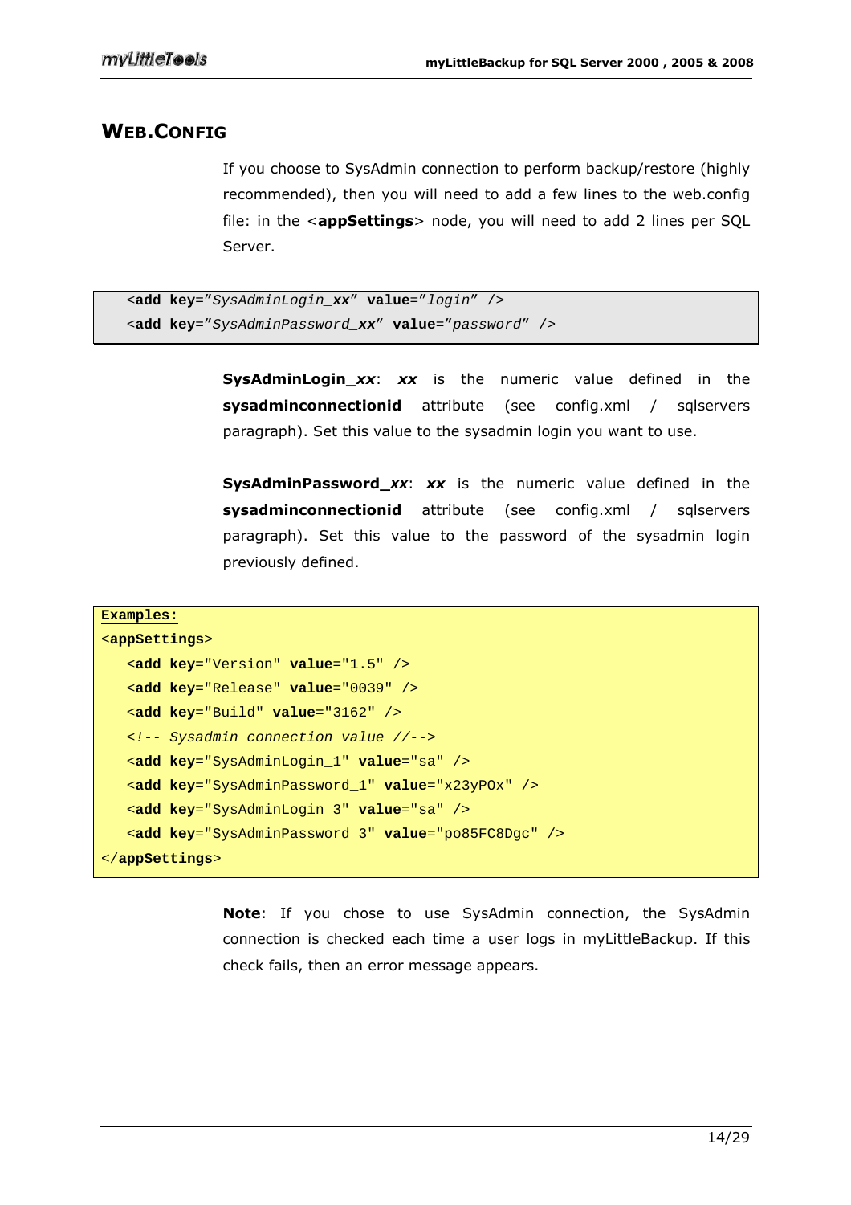## WEB.CONFIG

If you choose to SysAdmin connection to perform backup/restore (highly recommended), then you will need to add a few lines to the web.config file: in the <**appSettings**> node, you will need to add 2 lines per SQL Server.

```
<add key="SysAdminLogin_xx" value="login" />
<add key="SysAdminPassword_xx" value="password" />
```

**SysAdminLogin_*xx***: ***xx*** is the numeric value defined in the **sysadminconnectionid** attribute (see config.xml / sqlservers paragraph). Set this value to the sysadmin login you want to use.

**SysAdminPassword_*xx***: ***xx*** is the numeric value defined in the **sysadminconnectionid** attribute (see config.xml / sqlservers paragraph). Set this value to the password of the sysadmin login previously defined.

```
Examples:
<appSettings>
   <add key="Version" value="1.5" />
   <add key="Release" value="0039" />
   <add key="Build" value="3162" />
   <!-- Sysadmin connection value //-->
   <add key="SysAdminLogin_1" value="sa" />
   <add key="SysAdminPassword_1" value="x23yPOx" />
   <add key="SysAdminLogin_3" value="sa" />
   <add key="SysAdminPassword_3" value="po85FC8Dgc" />
</appSettings>
```

**Note**: If you chose to use SysAdmin connection, the SysAdmin connection is checked each time a user logs in myLittleBackup. If this check fails, then an error message appears.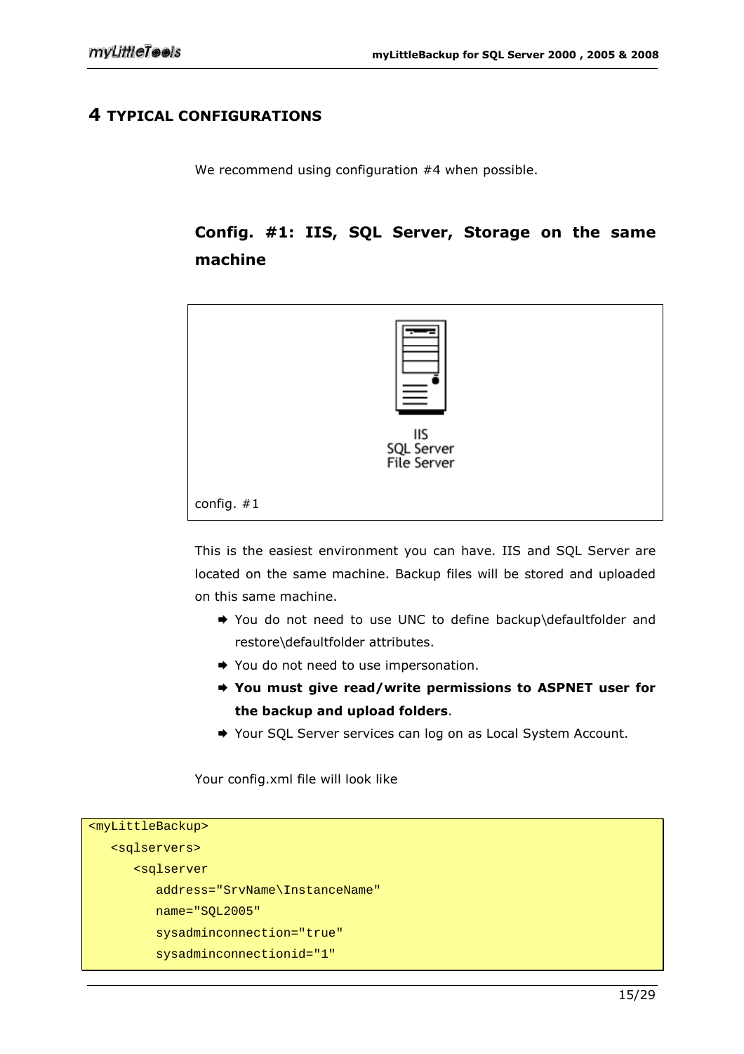# 4 TYPICAL CONFIGURATIONS

We recommend using configuration #4 when possible.

## Config. #1: IIS, SQL Server, Storage on the same machine

IIS
SQL Server
File Server

config. #1

This is the easiest environment you can have. IIS and SQL Server are located on the same machine. Backup files will be stored and uploaded on this same machine.

- You do not need to use UNC to define backup\defaultfolder and restore\defaultfolder attributes.
- You do not need to use impersonation.
- **You must give read/write permissions to ASPNET user for the backup and upload folders**.
- Your SQL Server services can log on as Local System Account.

Your config.xml file will look like

```
<myLittleBackup>
   <sqlservers>
      <sqlserver
         address="SrvName\InstanceName"
         name="SQL2005"
         sysadminconnection="true"
         sysadminconnectionid="1"
```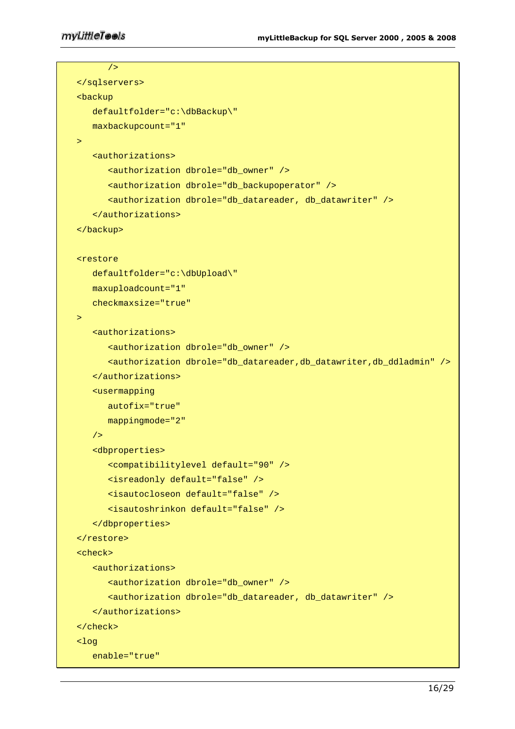```
      />
</sqlservers>
<backup
   defaultfolder="c:\dbBackup\"
   maxbackupcount="1"
>
   <authorizations>
      <authorization dbrole="db_owner" />
      <authorization dbrole="db_backupoperator" />
      <authorization dbrole="db_datareader, db_datawriter" />
   </authorizations>
</backup>

<restore
   defaultfolder="c:\dbUpload\"
   maxuploadcount="1"
   checkmaxsize="true"
>
   <authorizations>
      <authorization dbrole="db_owner" />
      <authorization dbrole="db_datareader,db_datawriter,db_ddladmin" />
   </authorizations>
   <usermapping
      autofix="true"
      mappingmode="2"
   />
   <dbproperties>
      <compatibilitylevel default="90" />
      <isreadonly default="false" />
      <isautocloseon default="false" />
      <isautoshrinkon default="false" />
   </dbproperties>
</restore>
<check>
   <authorizations>
      <authorization dbrole="db_owner" />
      <authorization dbrole="db_datareader, db_datawriter" />
   </authorizations>
</check>
<log
   enable="true"
```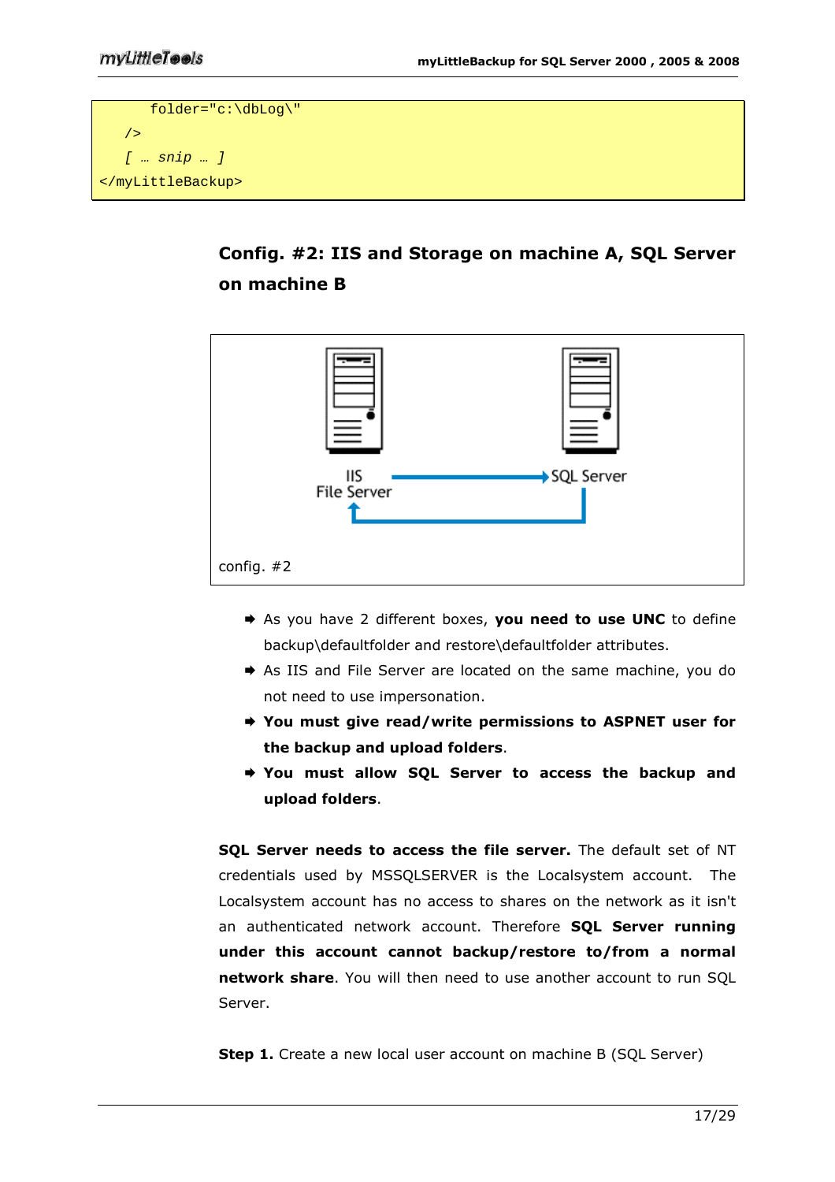```
      folder="c:\dbLog\"
   />
   [ … snip … ]
</myLittleBackup>
```

## Config. #2: IIS and Storage on machine A, SQL Server on machine B

IIS
File Server
SQL Server

config. #2

- As you have 2 different boxes, **you need to use UNC** to define backup\defaultfolder and restore\defaultfolder attributes.
- As IIS and File Server are located on the same machine, you do not need to use impersonation.
- **You must give read/write permissions to ASPNET user for the backup and upload folders**.
- **You must allow SQL Server to access the backup and upload folders**.

**SQL Server needs to access the file server.** The default set of NT credentials used by MSSQLSERVER is the Localsystem account. The Localsystem account has no access to shares on the network as it isn't an authenticated network account. Therefore **SQL Server running under this account cannot backup/restore to/from a normal network share**. You will then need to use another account to run SQL Server.

**Step 1.** Create a new local user account on machine B (SQL Server)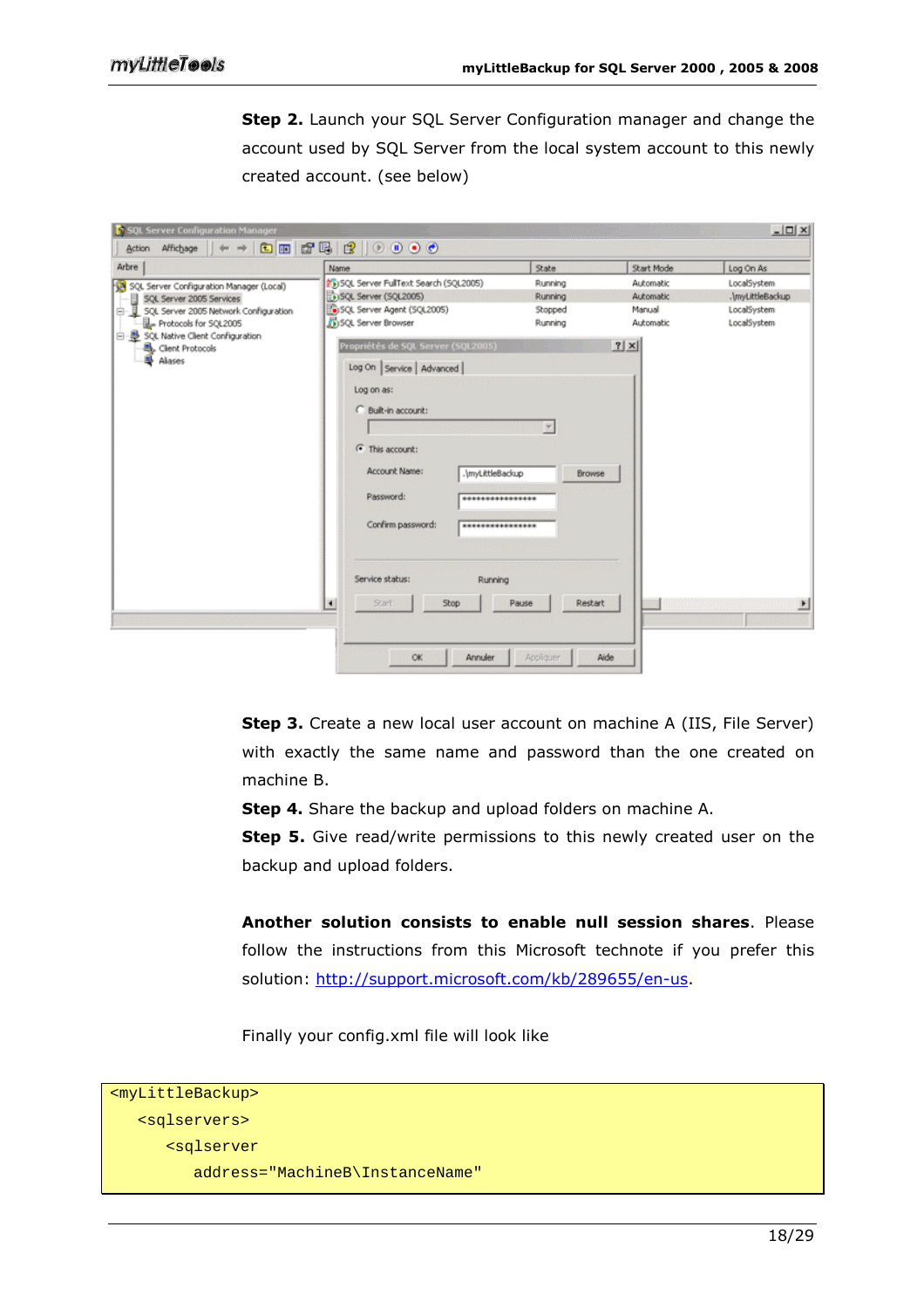**Step 2.** Launch your SQL Server Configuration manager and change the account used by SQL Server from the local system account to this newly created account. (see below)

**Step 3.** Create a new local user account on machine A (IIS, File Server) with exactly the same name and password than the one created on machine B.

**Step 4.** Share the backup and upload folders on machine A.

**Step 5.** Give read/write permissions to this newly created user on the backup and upload folders.

**Another solution consists to enable null session shares**. Please follow the instructions from this Microsoft technote if you prefer this solution: http://support.microsoft.com/kb/289655/en-us.

Finally your config.xml file will look like

```
<myLittleBackup>
    <sqlservers>
        <sqlserver
            address="MachineB\InstanceName"
```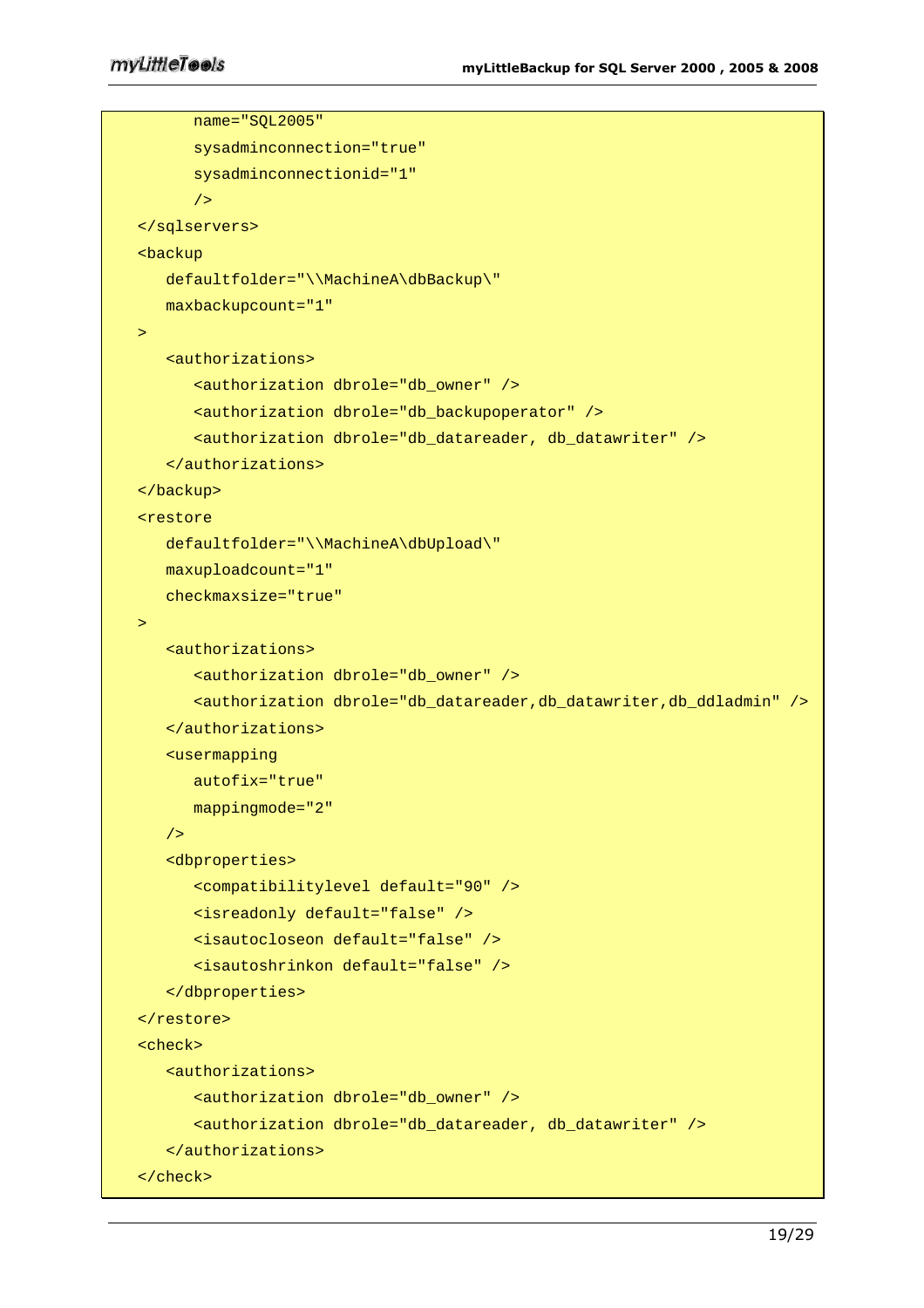```
      name="SQL2005"
      sysadminconnection="true"
      sysadminconnectionid="1"
      />
</sqlservers>
<backup
   defaultfolder="\\MachineA\dbBackup\"
   maxbackupcount="1"
>
   <authorizations>
      <authorization dbrole="db_owner" />
      <authorization dbrole="db_backupoperator" />
      <authorization dbrole="db_datareader, db_datawriter" />
   </authorizations>
</backup>
<restore
   defaultfolder="\\MachineA\dbUpload\"
   maxuploadcount="1"
   checkmaxsize="true"
>
   <authorizations>
      <authorization dbrole="db_owner" />
      <authorization dbrole="db_datareader,db_datawriter,db_ddladmin" />
   </authorizations>
   <usermapping
      autofix="true"
      mappingmode="2"
   />
   <dbproperties>
      <compatibilitylevel default="90" />
      <isreadonly default="false" />
      <isautocloseon default="false" />
      <isautoshrinkon default="false" />
   </dbproperties>
</restore>
<check>
   <authorizations>
      <authorization dbrole="db_owner" />
      <authorization dbrole="db_datareader, db_datawriter" />
   </authorizations>
</check>
```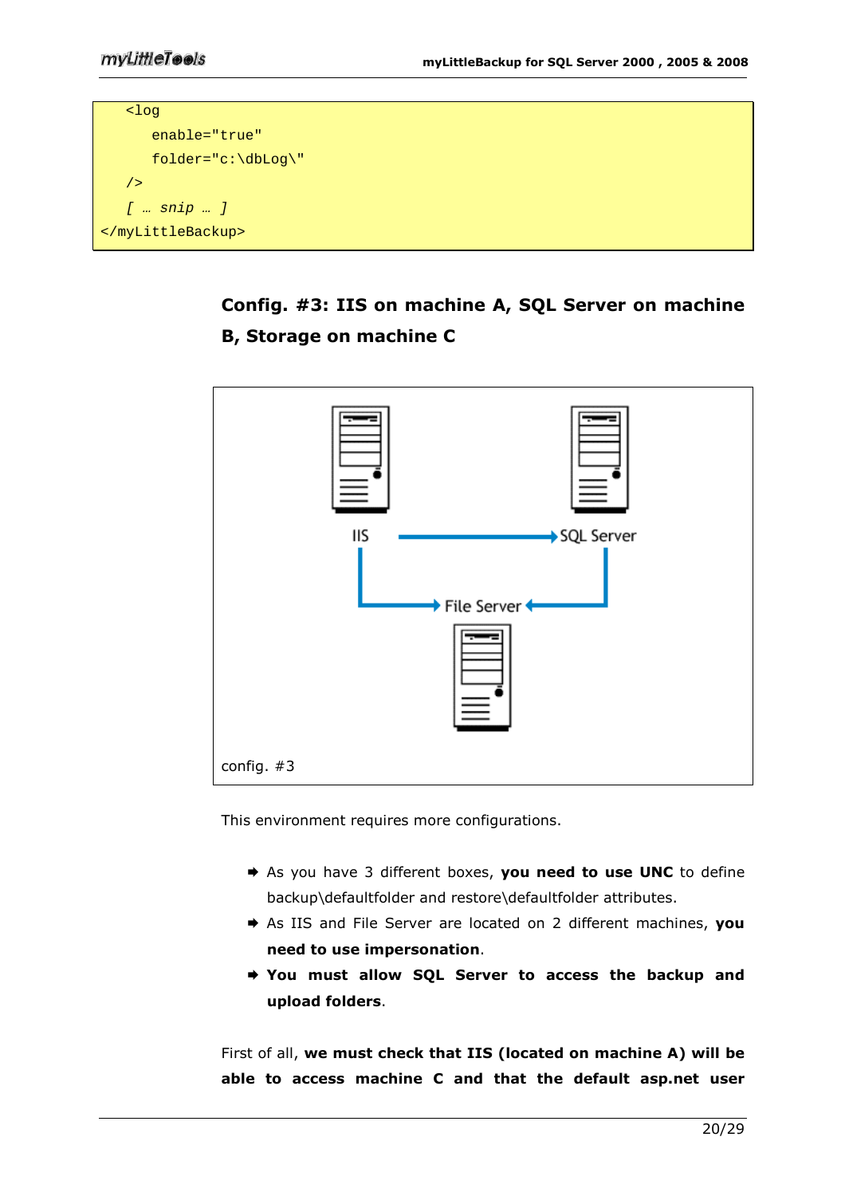```
    <log
      enable="true"
      folder="c:\dbLog\"
    />
    [ … snip … ]
</myLittleBackup>
```

## Config. #3: IIS on machine A, SQL Server on machine B, Storage on machine C

IIS → SQL Server

IIS → File Server ← SQL Server

config. #3

This environment requires more configurations.

- As you have 3 different boxes, **you need to use UNC** to define backup\defaultfolder and restore\defaultfolder attributes.
- As IIS and File Server are located on 2 different machines, **you need to use impersonation**.
- **You must allow SQL Server to access the backup and upload folders**.

First of all, **we must check that IIS (located on machine A) will be able to access machine C and that the default asp.net user**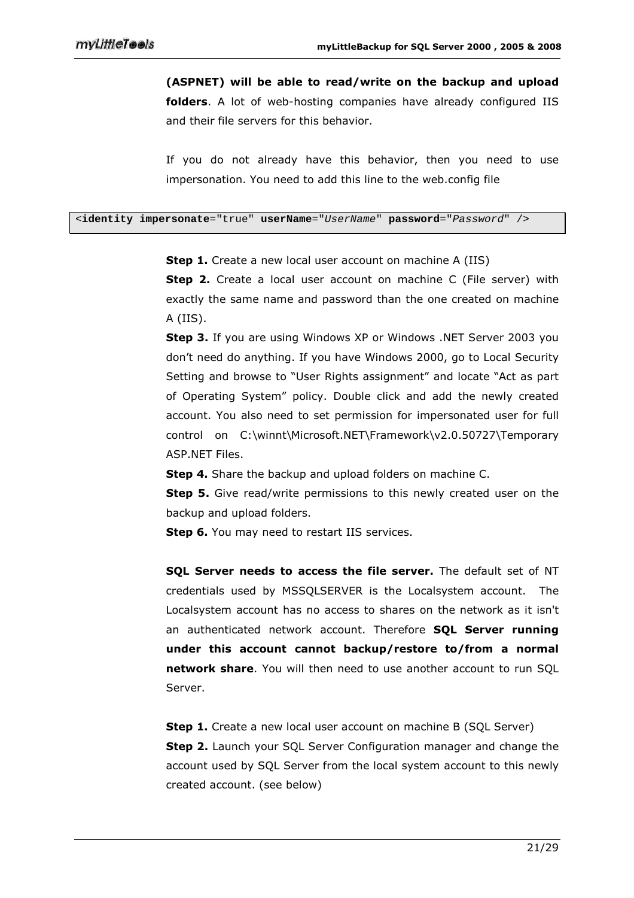**(ASPNET) will be able to read/write on the backup and upload folders**. A lot of web-hosting companies have already configured IIS and their file servers for this behavior.

If you do not already have this behavior, then you need to use impersonation. You need to add this line to the web.config file

```
<identity impersonate="true" userName="UserName" password="Password" />
```

**Step 1.** Create a new local user account on machine A (IIS)

**Step 2.** Create a local user account on machine C (File server) with exactly the same name and password than the one created on machine A (IIS).

**Step 3.** If you are using Windows XP or Windows .NET Server 2003 you don't need do anything. If you have Windows 2000, go to Local Security Setting and browse to "User Rights assignment" and locate "Act as part of Operating System" policy. Double click and add the newly created account. You also need to set permission for impersonated user for full control on C:\winnt\Microsoft.NET\Framework\v2.0.50727\Temporary ASP.NET Files.

**Step 4.** Share the backup and upload folders on machine C.

**Step 5.** Give read/write permissions to this newly created user on the backup and upload folders.

**Step 6.** You may need to restart IIS services.

**SQL Server needs to access the file server.** The default set of NT credentials used by MSSQLSERVER is the Localsystem account. The Localsystem account has no access to shares on the network as it isn't an authenticated network account. Therefore **SQL Server running under this account cannot backup/restore to/from a normal network share**. You will then need to use another account to run SQL Server.

**Step 1.** Create a new local user account on machine B (SQL Server)

**Step 2.** Launch your SQL Server Configuration manager and change the account used by SQL Server from the local system account to this newly created account. (see below)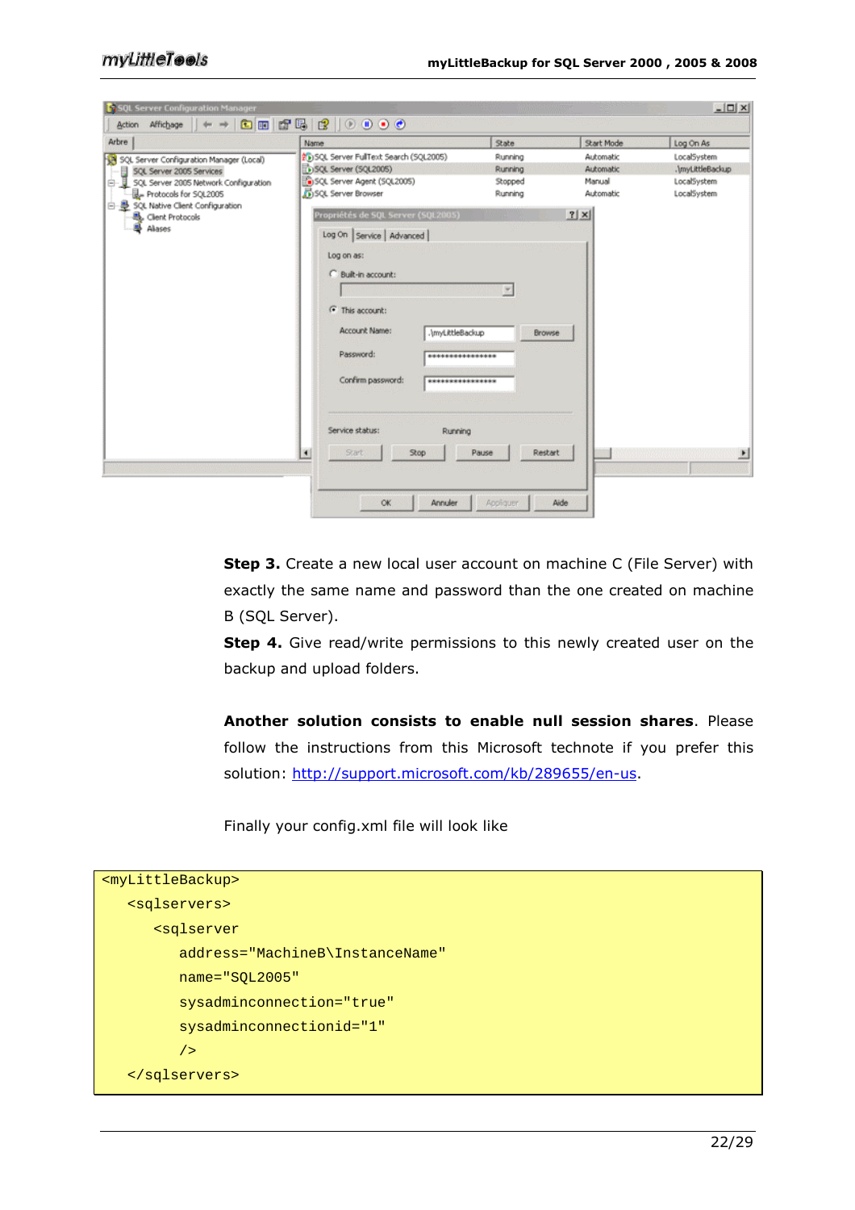**Step 3.** Create a new local user account on machine C (File Server) with exactly the same name and password than the one created on machine B (SQL Server).

**Step 4.** Give read/write permissions to this newly created user on the backup and upload folders.

**Another solution consists to enable null session shares**. Please follow the instructions from this Microsoft technote if you prefer this solution: [http://support.microsoft.com/kb/289655/en-us](http://support.microsoft.com/kb/289655/en-us).

Finally your config.xml file will look like

```
<myLittleBackup>
   <sqlservers>
      <sqlserver
         address="MachineB\InstanceName"
         name="SQL2005"
         sysadminconnection="true"
         sysadminconnectionid="1"
         />
   </sqlservers>
```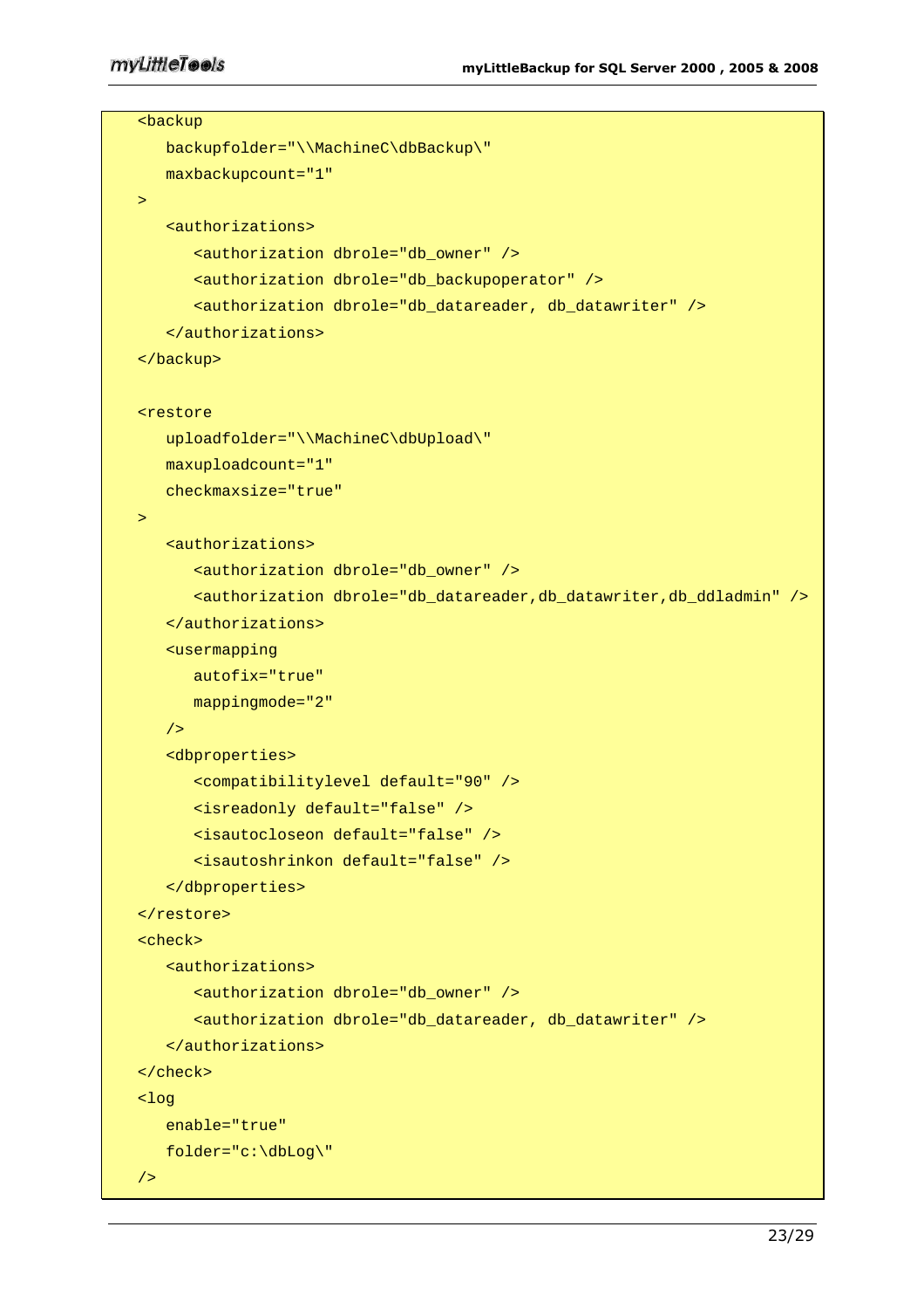```
<backup
   backupfolder="\\MachineC\dbBackup\"
   maxbackupcount="1"
>
   <authorizations>
      <authorization dbrole="db_owner" />
      <authorization dbrole="db_backupoperator" />
      <authorization dbrole="db_datareader, db_datawriter" />
   </authorizations>
</backup>

<restore
   uploadfolder="\\MachineC\dbUpload\"
   maxuploadcount="1"
   checkmaxsize="true"
>
   <authorizations>
      <authorization dbrole="db_owner" />
      <authorization dbrole="db_datareader,db_datawriter,db_ddladmin" />
   </authorizations>
   <usermapping
      autofix="true"
      mappingmode="2"
   />
   <dbproperties>
      <compatibilitylevel default="90" />
      <isreadonly default="false" />
      <isautocloseon default="false" />
      <isautoshrinkon default="false" />
   </dbproperties>
</restore>
<check>
   <authorizations>
      <authorization dbrole="db_owner" />
      <authorization dbrole="db_datareader, db_datawriter" />
   </authorizations>
</check>
<log
   enable="true"
   folder="c:\dbLog\"
/>
```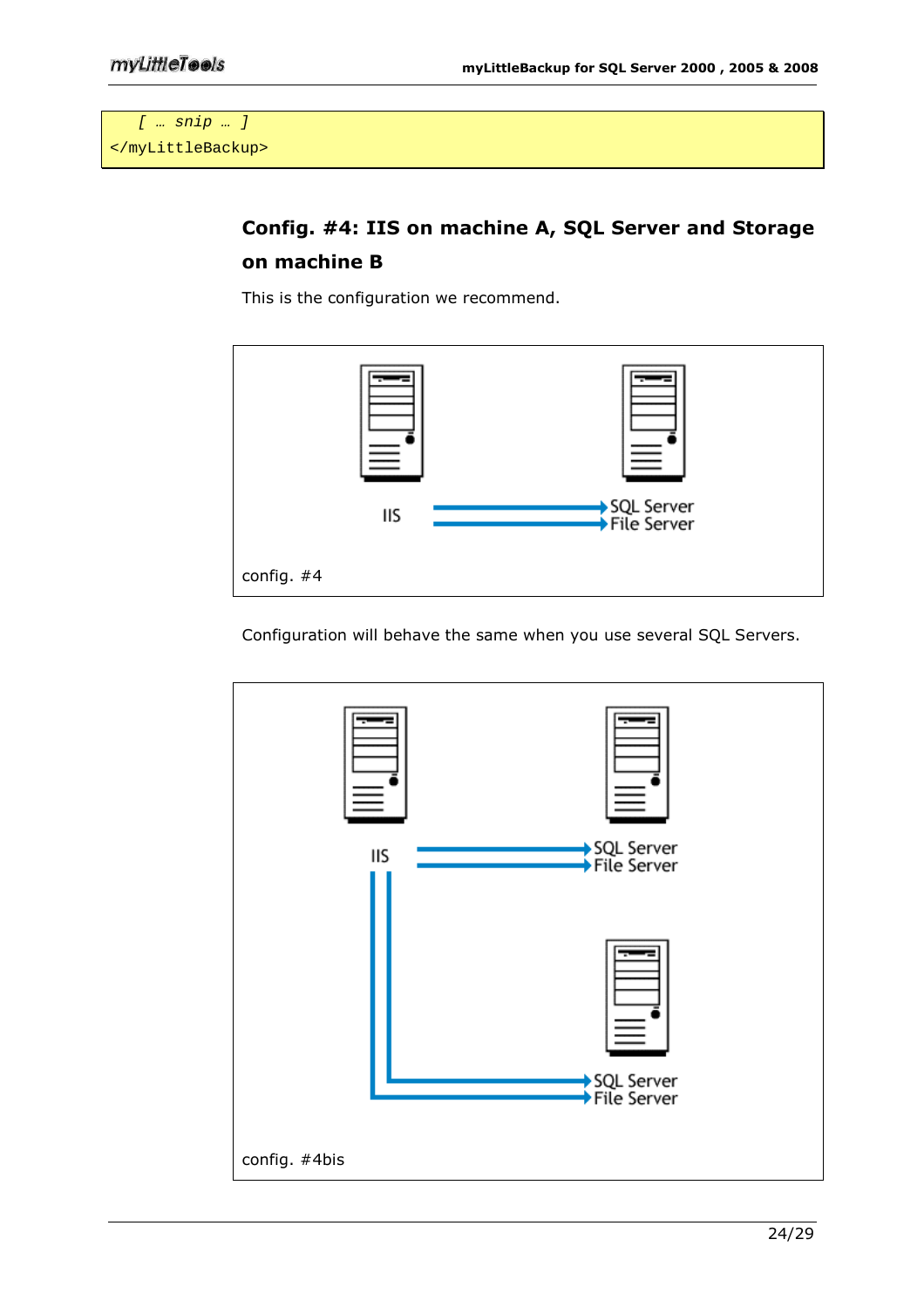```
   [ … snip … ]
</myLittleBackup>
```

## Config. #4: IIS on machine A, SQL Server and Storage on machine B

This is the configuration we recommend.

IIS

SQL Server
File Server

config. #4

Configuration will behave the same when you use several SQL Servers.

IIS

SQL Server
File Server

SQL Server
File Server

config. #4bis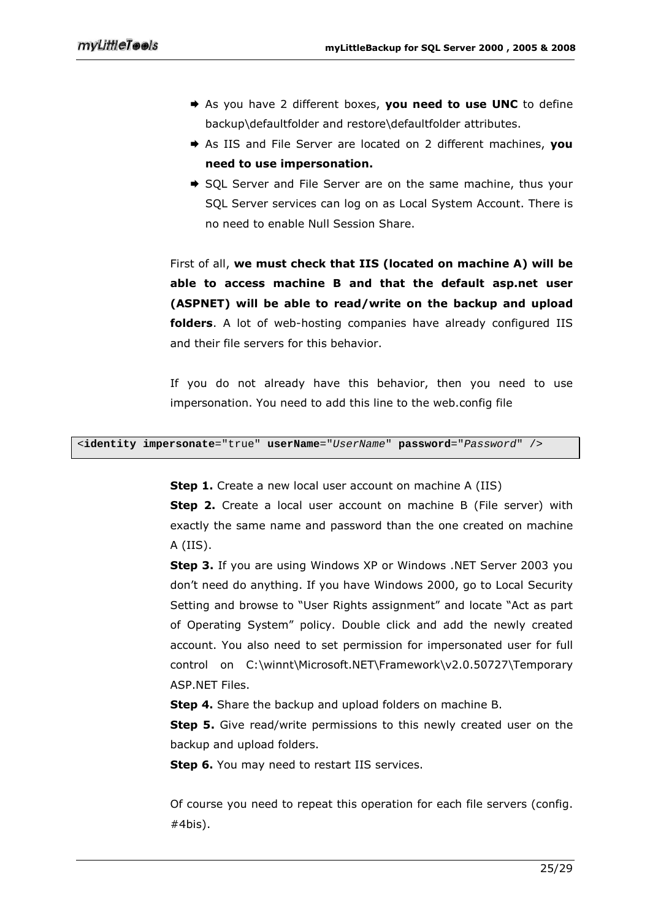- As you have 2 different boxes, **you need to use UNC** to define backup\defaultfolder and restore\defaultfolder attributes.
- As IIS and File Server are located on 2 different machines, **you need to use impersonation.**
- SQL Server and File Server are on the same machine, thus your SQL Server services can log on as Local System Account. There is no need to enable Null Session Share.

First of all, **we must check that IIS (located on machine A) will be able to access machine B and that the default asp.net user (ASPNET) will be able to read/write on the backup and upload folders**. A lot of web-hosting companies have already configured IIS and their file servers for this behavior.

If you do not already have this behavior, then you need to use impersonation. You need to add this line to the web.config file

```
<identity impersonate="true" userName="UserName" password="Password" />
```

**Step 1.** Create a new local user account on machine A (IIS)

**Step 2.** Create a local user account on machine B (File server) with exactly the same name and password than the one created on machine A (IIS).

**Step 3.** If you are using Windows XP or Windows .NET Server 2003 you don't need do anything. If you have Windows 2000, go to Local Security Setting and browse to "User Rights assignment" and locate "Act as part of Operating System" policy. Double click and add the newly created account. You also need to set permission for impersonated user for full control on C:\winnt\Microsoft.NET\Framework\v2.0.50727\Temporary ASP.NET Files.

**Step 4.** Share the backup and upload folders on machine B.

**Step 5.** Give read/write permissions to this newly created user on the backup and upload folders.

**Step 6.** You may need to restart IIS services.

Of course you need to repeat this operation for each file servers (config. #4bis).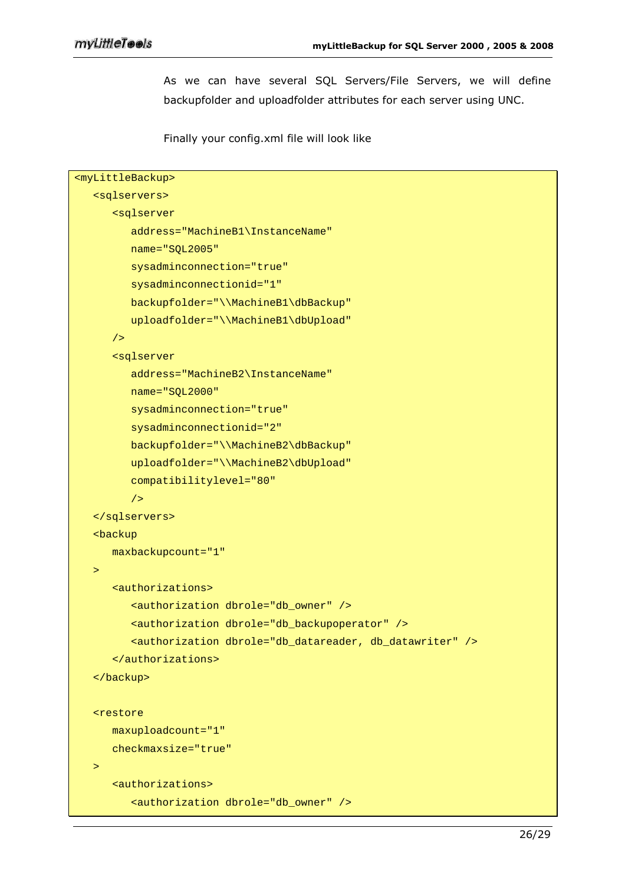As we can have several SQL Servers/File Servers, we will define backupfolder and uploadfolder attributes for each server using UNC.

Finally your config.xml file will look like

```
<myLittleBackup>
   <sqlservers>
      <sqlserver
         address="MachineB1\InstanceName"
         name="SQL2005"
         sysadminconnection="true"
         sysadminconnectionid="1"
         backupfolder="\\MachineB1\dbBackup"
         uploadfolder="\\MachineB1\dbUpload"
      />
      <sqlserver
         address="MachineB2\InstanceName"
         name="SQL2000"
         sysadminconnection="true"
         sysadminconnectionid="2"
         backupfolder="\\MachineB2\dbBackup"
         uploadfolder="\\MachineB2\dbUpload"
         compatibilitylevel="80"
         />
   </sqlservers>
   <backup
      maxbackupcount="1"
   >
      <authorizations>
         <authorization dbrole="db_owner" />
         <authorization dbrole="db_backupoperator" />
         <authorization dbrole="db_datareader, db_datawriter" />
      </authorizations>
   </backup>

   <restore
      maxuploadcount="1"
      checkmaxsize="true"
   >
      <authorizations>
         <authorization dbrole="db_owner" />
```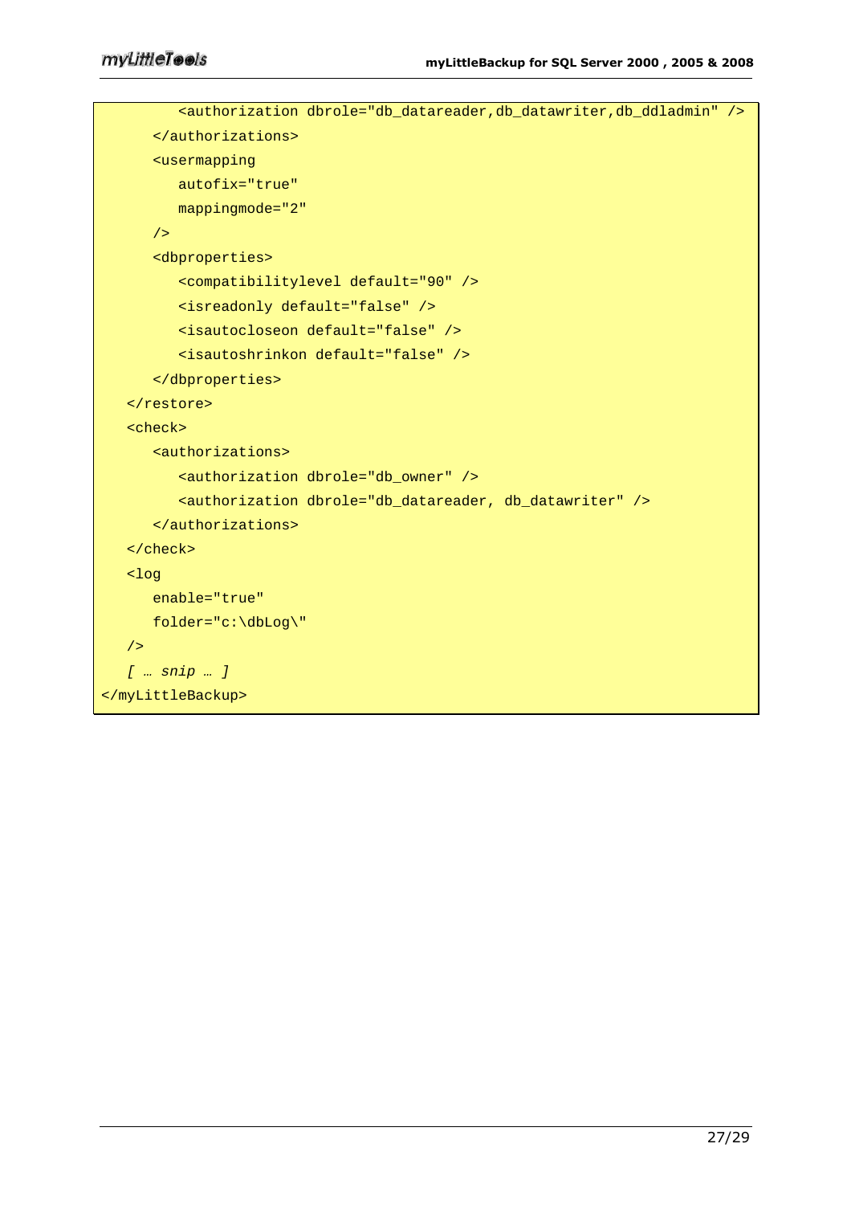```
         <authorization dbrole="db_datareader,db_datawriter,db_ddladmin" />
      </authorizations>
      <usermapping
         autofix="true"
         mappingmode="2"
      />
      <dbproperties>
         <compatibilitylevel default="90" />
         <isreadonly default="false" />
         <isautocloseon default="false" />
         <isautoshrinkon default="false" />
      </dbproperties>
   </restore>
   <check>
      <authorizations>
         <authorization dbrole="db_owner" />
         <authorization dbrole="db_datareader, db_datawriter" />
      </authorizations>
   </check>
   <log
      enable="true"
      folder="c:\dbLog\"
   />
   [ … snip … ]
</myLittleBackup>
```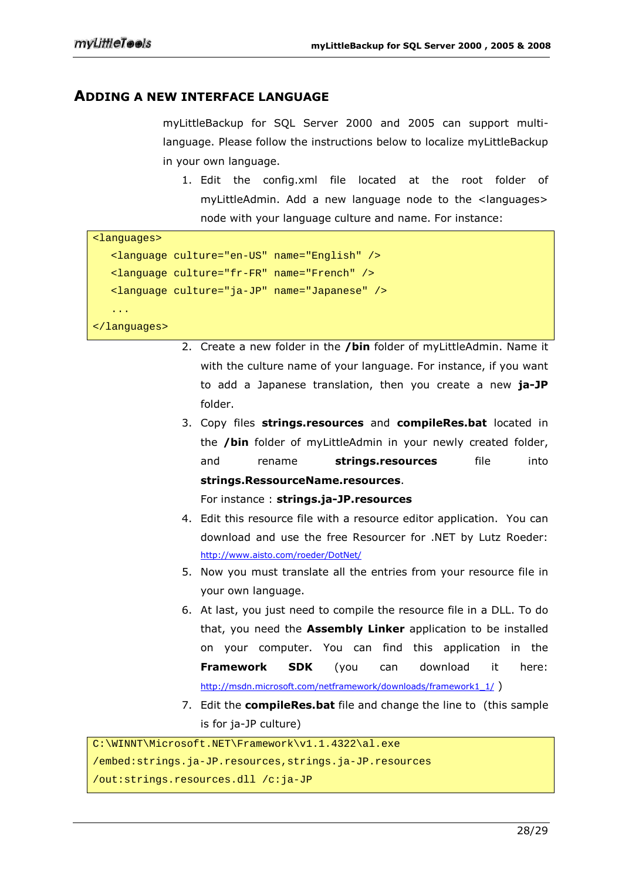## Adding a new interface language

myLittleBackup for SQL Server 2000 and 2005 can support multi-language. Please follow the instructions below to localize myLittleBackup in your own language.

1. Edit the config.xml file located at the root folder of myLittleAdmin. Add a new language node to the <languages> node with your language culture and name. For instance:

```
<languages>
   <language culture="en-US" name="English" />
   <language culture="fr-FR" name="French" />
   <language culture="ja-JP" name="Japanese" />
   ...
</languages>
```

2. Create a new folder in the **/bin** folder of myLittleAdmin. Name it with the culture name of your language. For instance, if you want to add a Japanese translation, then you create a new **ja-JP** folder.
3. Copy files **strings.resources** and **compileRes.bat** located in the **/bin** folder of myLittleAdmin in your newly created folder, and rename **strings.resources** file into **strings.RessourceName.resources**.
   For instance : **strings.ja-JP.resources**
4. Edit this resource file with a resource editor application. You can download and use the free Resourcer for .NET by Lutz Roeder: http://www.aisto.com/roeder/DotNet/
5. Now you must translate all the entries from your resource file in your own language.
6. At last, you just need to compile the resource file in a DLL. To do that, you need the **Assembly Linker** application to be installed on your computer. You can find this application in the **Framework SDK** (you can download it here: http://msdn.microsoft.com/netframework/downloads/framework1_1/ )
7. Edit the **compileRes.bat** file and change the line to (this sample is for ja-JP culture)

```
C:\WINNT\Microsoft.NET\Framework\v1.1.4322\al.exe
/embed:strings.ja-JP.resources,strings.ja-JP.resources
/out:strings.resources.dll /c:ja-JP
```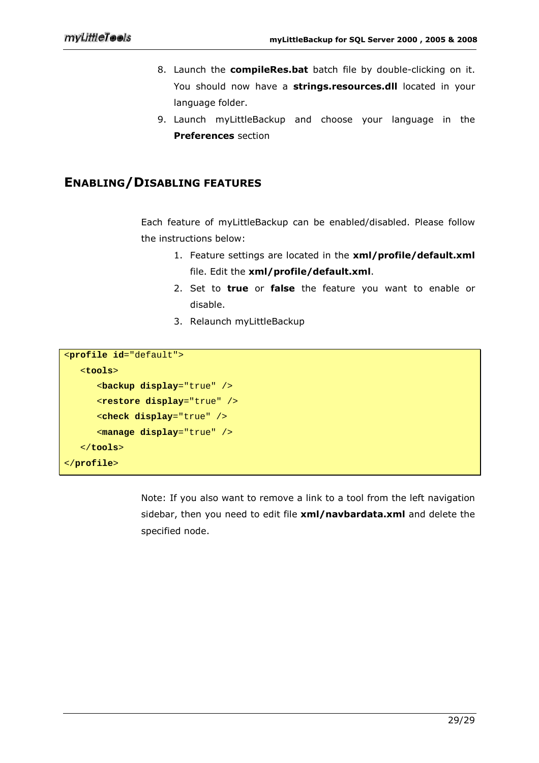8. Launch the **compileRes.bat** batch file by double-clicking on it. You should now have a **strings.resources.dll** located in your language folder.
9. Launch myLittleBackup and choose your language in the **Preferences** section

## Enabling/Disabling Features

Each feature of myLittleBackup can be enabled/disabled. Please follow the instructions below:

1. Feature settings are located in the **xml/profile/default.xml** file. Edit the **xml/profile/default.xml**.
2. Set to **true** or **false** the feature you want to enable or disable.
3. Relaunch myLittleBackup

```
<profile id="default">
   <tools>
      <backup display="true" />
      <restore display="true" />
      <check display="true" />
      <manage display="true" />
   </tools>
</profile>
```

Note: If you also want to remove a link to a tool from the left navigation sidebar, then you need to edit file **xml/navbardata.xml** and delete the specified node.